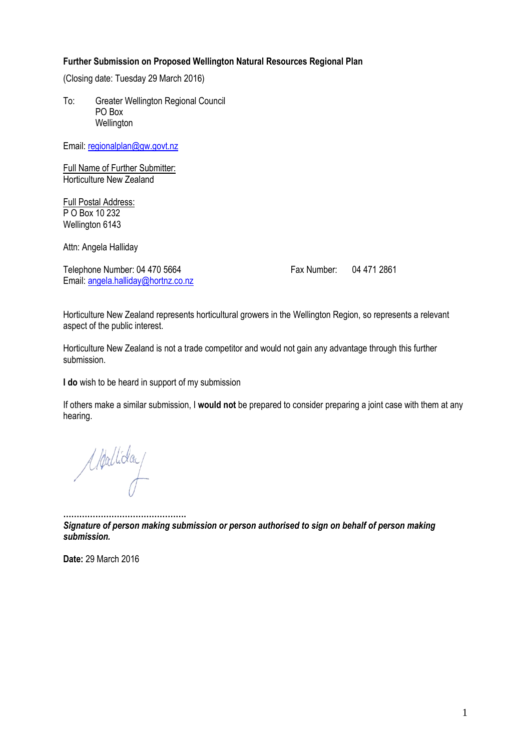**Further Submission on Proposed Wellington Natural Resources Regional Plan**

(Closing date: Tuesday 29 March 2016)

To: Greater Wellington Regional Council
PO Box
Wellington

Email: regionalplan@gw.govt.nz

Full Name of Further Submitter:
Horticulture New Zealand

Full Postal Address:
P O Box 10 232
Wellington 6143

Attn: Angela Halliday

Telephone Number: 04 470 5664
Fax Number: 04 471 2861
Email: angela.halliday@hortnz.co.nz

Horticulture New Zealand represents horticultural growers in the Wellington Region, so represents a relevant aspect of the public interest.

Horticulture New Zealand is not a trade competitor and would not gain any advantage through this further submission.

**I do** wish to be heard in support of my submission

If others make a similar submission, I **would not** be prepared to consider preparing a joint case with them at any hearing.

…………………………………………
***Signature of person making submission or person authorised to sign on behalf of person making submission.***

**Date:** 29 March 2016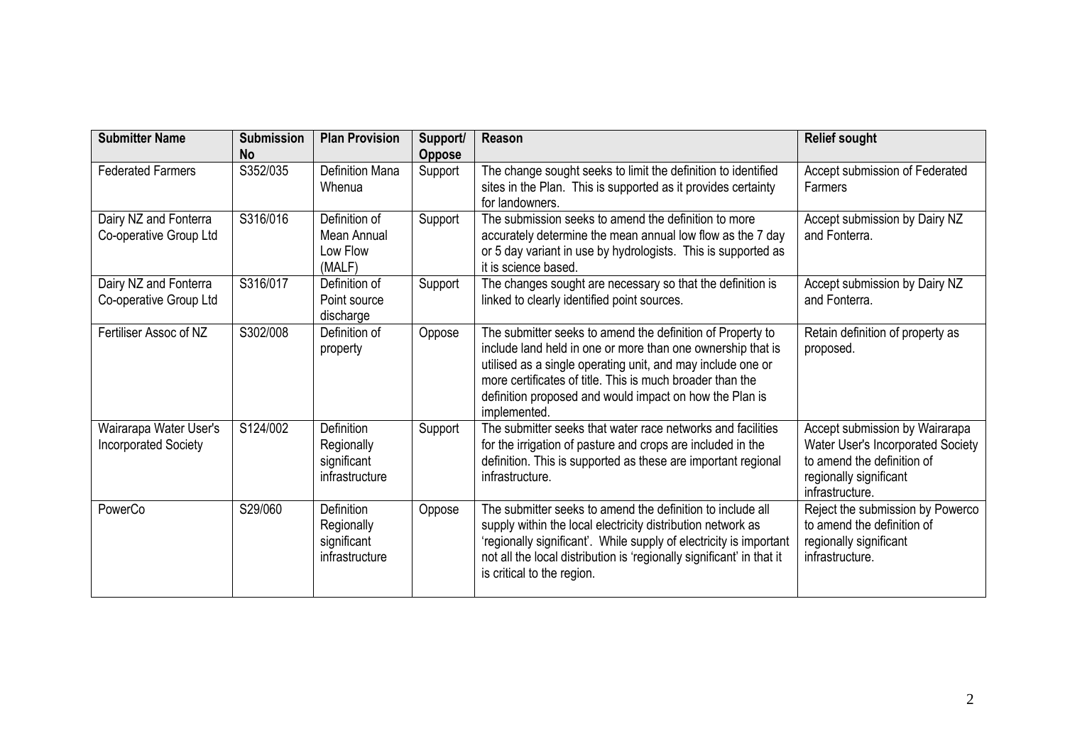| Submitter Name | Submission No | Plan Provision | Support/ Oppose | Reason | Relief sought |
|---|---|---|---|---|---|
| Federated Farmers | S352/035 | Definition Mana Whenua | Support | The change sought seeks to limit the definition to identified sites in the Plan. This is supported as it provides certainty for landowners. | Accept submission of Federated Farmers |
| Dairy NZ and Fonterra Co-operative Group Ltd | S316/016 | Definition of Mean Annual Low Flow (MALF) | Support | The submission seeks to amend the definition to more accurately determine the mean annual low flow as the 7 day or 5 day variant in use by hydrologists. This is supported as it is science based. | Accept submission by Dairy NZ and Fonterra. |
| Dairy NZ and Fonterra Co-operative Group Ltd | S316/017 | Definition of Point source discharge | Support | The changes sought are necessary so that the definition is linked to clearly identified point sources. | Accept submission by Dairy NZ and Fonterra. |
| Fertiliser Assoc of NZ | S302/008 | Definition of property | Oppose | The submitter seeks to amend the definition of Property to include land held in one or more than one ownership that is utilised as a single operating unit, and may include one or more certificates of title. This is much broader than the definition proposed and would impact on how the Plan is implemented. | Retain definition of property as proposed. |
| Wairarapa Water User's Incorporated Society | S124/002 | Definition Regionally significant infrastructure | Support | The submitter seeks that water race networks and facilities for the irrigation of pasture and crops are included in the definition. This is supported as these are important regional infrastructure. | Accept submission by Wairarapa Water User's Incorporated Society to amend the definition of regionally significant infrastructure. |
| PowerCo | S29/060 | Definition Regionally significant infrastructure | Oppose | The submitter seeks to amend the definition to include all supply within the local electricity distribution network as 'regionally significant'. While supply of electricity is important not all the local distribution is 'regionally significant' in that it is critical to the region. | Reject the submission by Powerco to amend the definition of regionally significant infrastructure. |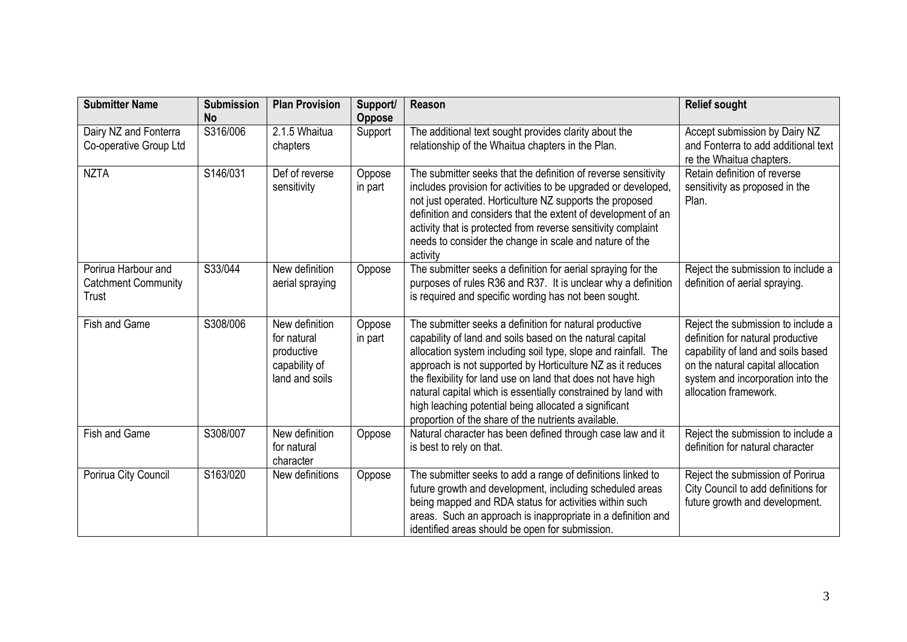| Submitter Name | Submission No | Plan Provision | Support/ Oppose | Reason | Relief sought |
|---|---|---|---|---|---|
| Dairy NZ and Fonterra Co-operative Group Ltd | S316/006 | 2.1.5 Whaitua chapters | Support | The additional text sought provides clarity about the relationship of the Whaitua chapters in the Plan. | Accept submission by Dairy NZ and Fonterra to add additional text re the Whaitua chapters. |
| NZTA | S146/031 | Def of reverse sensitivity | Oppose in part | The submitter seeks that the definition of reverse sensitivity includes provision for activities to be upgraded or developed, not just operated. Horticulture NZ supports the proposed definition and considers that the extent of development of an activity that is protected from reverse sensitivity complaint needs to consider the change in scale and nature of the activity | Retain definition of reverse sensitivity as proposed in the Plan. |
| Porirua Harbour and Catchment Community Trust | S33/044 | New definition aerial spraying | Oppose | The submitter seeks a definition for aerial spraying for the purposes of rules R36 and R37. It is unclear why a definition is required and specific wording has not been sought. | Reject the submission to include a definition of aerial spraying. |
| Fish and Game | S308/006 | New definition for natural productive capability of land and soils | Oppose in part | The submitter seeks a definition for natural productive capability of land and soils based on the natural capital allocation system including soil type, slope and rainfall. The approach is not supported by Horticulture NZ as it reduces the flexibility for land use on land that does not have high natural capital which is essentially constrained by land with high leaching potential being allocated a significant proportion of the share of the nutrients available. | Reject the submission to include a definition for natural productive capability of land and soils based on the natural capital allocation system and incorporation into the allocation framework. |
| Fish and Game | S308/007 | New definition for natural character | Oppose | Natural character has been defined through case law and it is best to rely on that. | Reject the submission to include a definition for natural character |
| Porirua City Council | S163/020 | New definitions | Oppose | The submitter seeks to add a range of definitions linked to future growth and development, including scheduled areas being mapped and RDA status for activities within such areas. Such an approach is inappropriate in a definition and identified areas should be open for submission. | Reject the submission of Porirua City Council to add definitions for future growth and development. |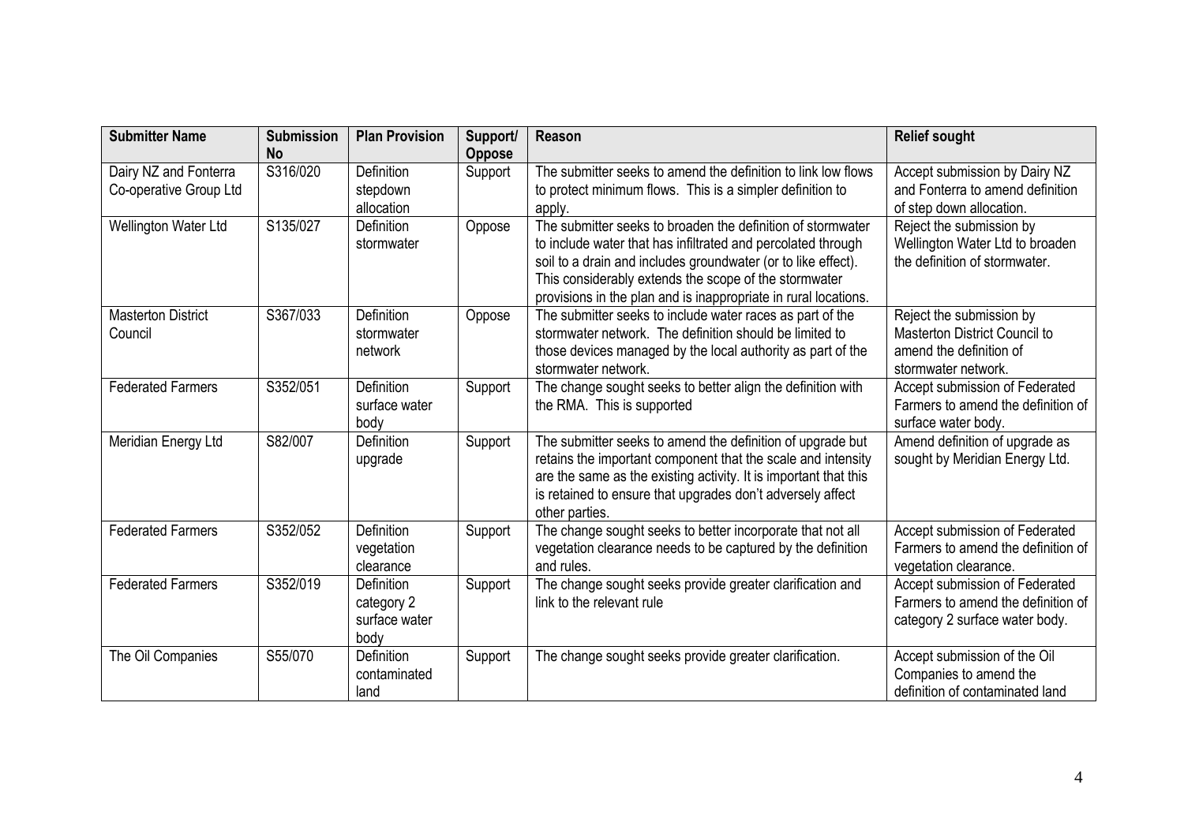| Submitter Name | Submission No | Plan Provision | Support/ Oppose | Reason | Relief sought |
|---|---|---|---|---|---|
| Dairy NZ and Fonterra Co-operative Group Ltd | S316/020 | Definition stepdown allocation | Support | The submitter seeks to amend the definition to link low flows to protect minimum flows. This is a simpler definition to apply. | Accept submission by Dairy NZ and Fonterra to amend definition of step down allocation. |
| Wellington Water Ltd | S135/027 | Definition stormwater | Oppose | The submitter seeks to broaden the definition of stormwater to include water that has infiltrated and percolated through soil to a drain and includes groundwater (or to like effect). This considerably extends the scope of the stormwater provisions in the plan and is inappropriate in rural locations. | Reject the submission by Wellington Water Ltd to broaden the definition of stormwater. |
| Masterton District Council | S367/033 | Definition stormwater network | Oppose | The submitter seeks to include water races as part of the stormwater network. The definition should be limited to those devices managed by the local authority as part of the stormwater network. | Reject the submission by Masterton District Council to amend the definition of stormwater network. |
| Federated Farmers | S352/051 | Definition surface water body | Support | The change sought seeks to better align the definition with the RMA. This is supported | Accept submission of Federated Farmers to amend the definition of surface water body. |
| Meridian Energy Ltd | S82/007 | Definition upgrade | Support | The submitter seeks to amend the definition of upgrade but retains the important component that the scale and intensity are the same as the existing activity. It is important that this is retained to ensure that upgrades don't adversely affect other parties. | Amend definition of upgrade as sought by Meridian Energy Ltd. |
| Federated Farmers | S352/052 | Definition vegetation clearance | Support | The change sought seeks to better incorporate that not all vegetation clearance needs to be captured by the definition and rules. | Accept submission of Federated Farmers to amend the definition of vegetation clearance. |
| Federated Farmers | S352/019 | Definition category 2 surface water body | Support | The change sought seeks provide greater clarification and link to the relevant rule | Accept submission of Federated Farmers to amend the definition of category 2 surface water body. |
| The Oil Companies | S55/070 | Definition contaminated land | Support | The change sought seeks provide greater clarification. | Accept submission of the Oil Companies to amend the definition of contaminated land |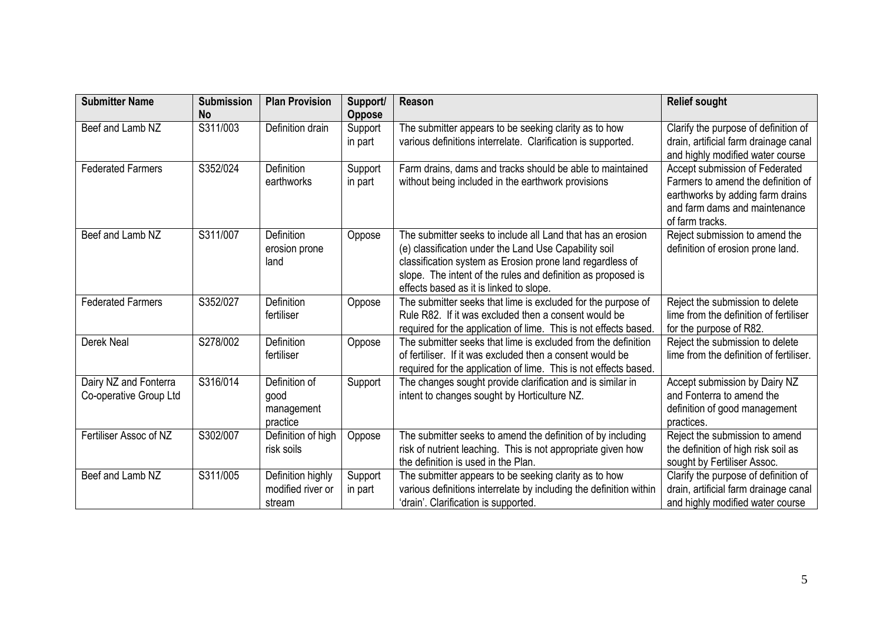| Submitter Name | Submission No | Plan Provision | Support/ Oppose | Reason | Relief sought |
|---|---|---|---|---|---|
| Beef and Lamb NZ | S311/003 | Definition drain | Support in part | The submitter appears to be seeking clarity as to how various definitions interrelate. Clarification is supported. | Clarify the purpose of definition of drain, artificial farm drainage canal and highly modified water course |
| Federated Farmers | S352/024 | Definition earthworks | Support in part | Farm drains, dams and tracks should be able to maintained without being included in the earthwork provisions | Accept submission of Federated Farmers to amend the definition of earthworks by adding farm drains and farm dams and maintenance of farm tracks. |
| Beef and Lamb NZ | S311/007 | Definition erosion prone land | Oppose | The submitter seeks to include all Land that has an erosion (e) classification under the Land Use Capability soil classification system as Erosion prone land regardless of slope. The intent of the rules and definition as proposed is effects based as it is linked to slope. | Reject submission to amend the definition of erosion prone land. |
| Federated Farmers | S352/027 | Definition fertiliser | Oppose | The submitter seeks that lime is excluded for the purpose of Rule R82. If it was excluded then a consent would be required for the application of lime. This is not effects based. | Reject the submission to delete lime from the definition of fertiliser for the purpose of R82. |
| Derek Neal | S278/002 | Definition fertiliser | Oppose | The submitter seeks that lime is excluded from the definition of fertiliser. If it was excluded then a consent would be required for the application of lime. This is not effects based. | Reject the submission to delete lime from the definition of fertiliser. |
| Dairy NZ and Fonterra Co-operative Group Ltd | S316/014 | Definition of good management practice | Support | The changes sought provide clarification and is similar in intent to changes sought by Horticulture NZ. | Accept submission by Dairy NZ and Fonterra to amend the definition of good management practices. |
| Fertiliser Assoc of NZ | S302/007 | Definition of high risk soils | Oppose | The submitter seeks to amend the definition of by including risk of nutrient leaching. This is not appropriate given how the definition is used in the Plan. | Reject the submission to amend the definition of high risk soil as sought by Fertiliser Assoc. |
| Beef and Lamb NZ | S311/005 | Definition highly modified river or stream | Support in part | The submitter appears to be seeking clarity as to how various definitions interrelate by including the definition within 'drain'. Clarification is supported. | Clarify the purpose of definition of drain, artificial farm drainage canal and highly modified water course |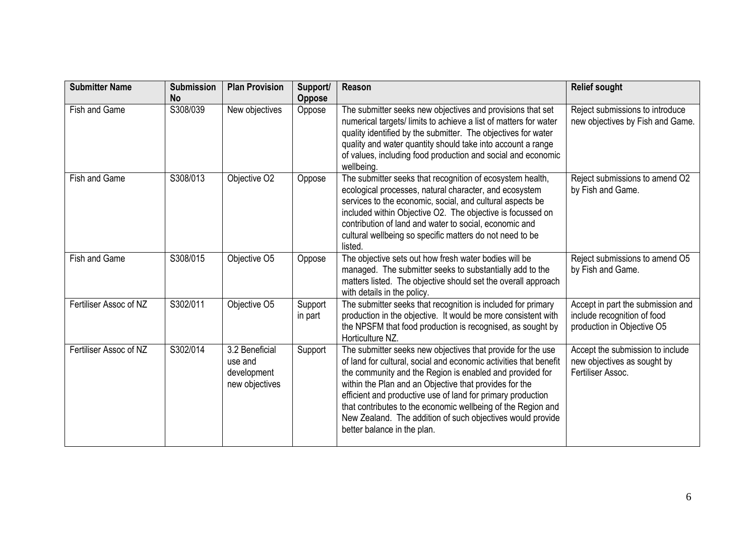| Submitter Name | Submission No | Plan Provision | Support/ Oppose | Reason | Relief sought |
|---|---|---|---|---|---|
| Fish and Game | S308/039 | New objectives | Oppose | The submitter seeks new objectives and provisions that set numerical targets/ limits to achieve a list of matters for water quality identified by the submitter. The objectives for water quality and water quantity should take into account a range of values, including food production and social and economic wellbeing. | Reject submissions to introduce new objectives by Fish and Game. |
| Fish and Game | S308/013 | Objective O2 | Oppose | The submitter seeks that recognition of ecosystem health, ecological processes, natural character, and ecosystem services to the economic, social, and cultural aspects be included within Objective O2. The objective is focussed on contribution of land and water to social, economic and cultural wellbeing so specific matters do not need to be listed. | Reject submissions to amend O2 by Fish and Game. |
| Fish and Game | S308/015 | Objective O5 | Oppose | The objective sets out how fresh water bodies will be managed. The submitter seeks to substantially add to the matters listed. The objective should set the overall approach with details in the policy. | Reject submissions to amend O5 by Fish and Game. |
| Fertiliser Assoc of NZ | S302/011 | Objective O5 | Support in part | The submitter seeks that recognition is included for primary production in the objective. It would be more consistent with the NPSFM that food production is recognised, as sought by Horticulture NZ. | Accept in part the submission and include recognition of food production in Objective O5 |
| Fertiliser Assoc of NZ | S302/014 | 3.2 Beneficial use and development new objectives | Support | The submitter seeks new objectives that provide for the use of land for cultural, social and economic activities that benefit the community and the Region is enabled and provided for within the Plan and an Objective that provides for the efficient and productive use of land for primary production that contributes to the economic wellbeing of the Region and New Zealand. The addition of such objectives would provide better balance in the plan. | Accept the submission to include new objectives as sought by Fertiliser Assoc. |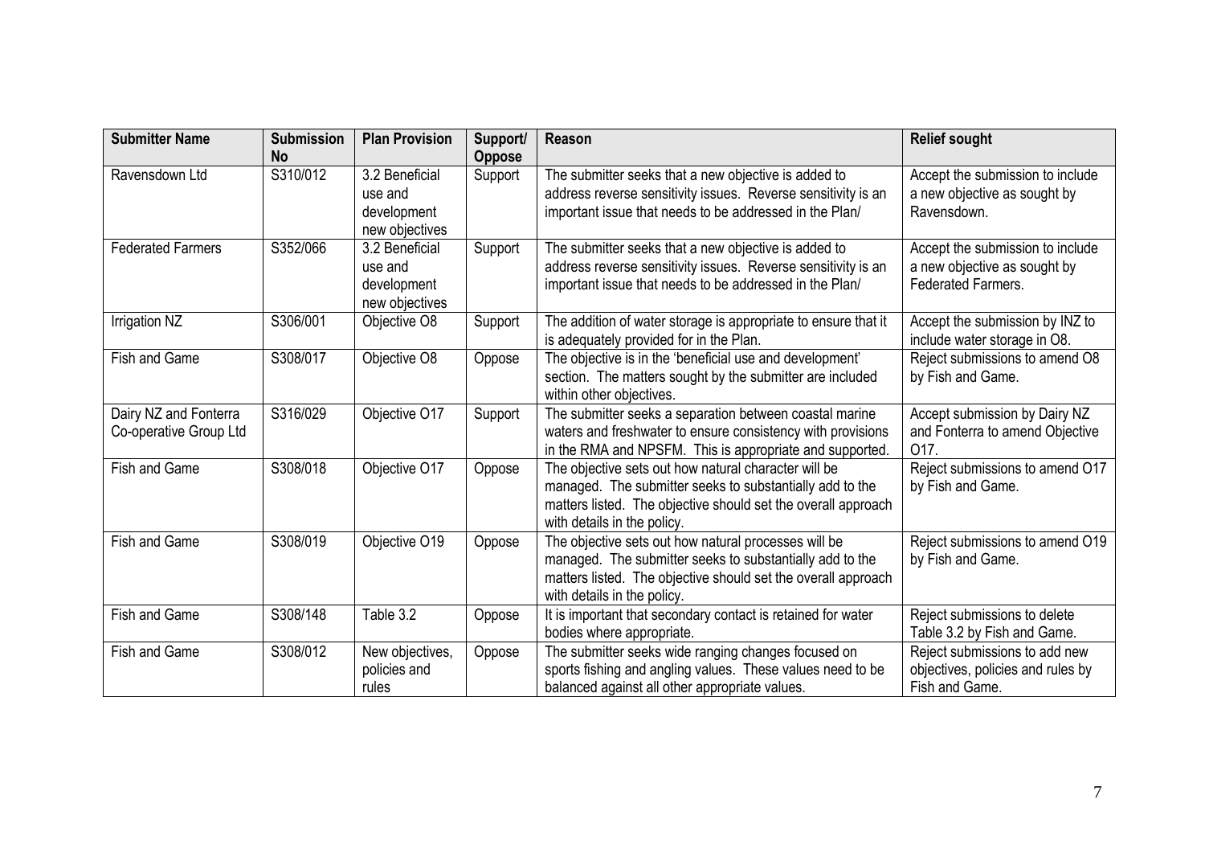| Submitter Name | Submission No | Plan Provision | Support/ Oppose | Reason | Relief sought |
|---|---|---|---|---|---|
| Ravensdown Ltd | S310/012 | 3.2 Beneficial use and development new objectives | Support | The submitter seeks that a new objective is added to address reverse sensitivity issues. Reverse sensitivity is an important issue that needs to be addressed in the Plan/ | Accept the submission to include a new objective as sought by Ravensdown. |
| Federated Farmers | S352/066 | 3.2 Beneficial use and development new objectives | Support | The submitter seeks that a new objective is added to address reverse sensitivity issues. Reverse sensitivity is an important issue that needs to be addressed in the Plan/ | Accept the submission to include a new objective as sought by Federated Farmers. |
| Irrigation NZ | S306/001 | Objective O8 | Support | The addition of water storage is appropriate to ensure that it is adequately provided for in the Plan. | Accept the submission by INZ to include water storage in O8. |
| Fish and Game | S308/017 | Objective O8 | Oppose | The objective is in the 'beneficial use and development' section. The matters sought by the submitter are included within other objectives. | Reject submissions to amend O8 by Fish and Game. |
| Dairy NZ and Fonterra Co-operative Group Ltd | S316/029 | Objective O17 | Support | The submitter seeks a separation between coastal marine waters and freshwater to ensure consistency with provisions in the RMA and NPSFM. This is appropriate and supported. | Accept submission by Dairy NZ and Fonterra to amend Objective O17. |
| Fish and Game | S308/018 | Objective O17 | Oppose | The objective sets out how natural character will be managed. The submitter seeks to substantially add to the matters listed. The objective should set the overall approach with details in the policy. | Reject submissions to amend O17 by Fish and Game. |
| Fish and Game | S308/019 | Objective O19 | Oppose | The objective sets out how natural processes will be managed. The submitter seeks to substantially add to the matters listed. The objective should set the overall approach with details in the policy. | Reject submissions to amend O19 by Fish and Game. |
| Fish and Game | S308/148 | Table 3.2 | Oppose | It is important that secondary contact is retained for water bodies where appropriate. | Reject submissions to delete Table 3.2 by Fish and Game. |
| Fish and Game | S308/012 | New objectives, policies and rules | Oppose | The submitter seeks wide ranging changes focused on sports fishing and angling values. These values need to be balanced against all other appropriate values. | Reject submissions to add new objectives, policies and rules by Fish and Game. |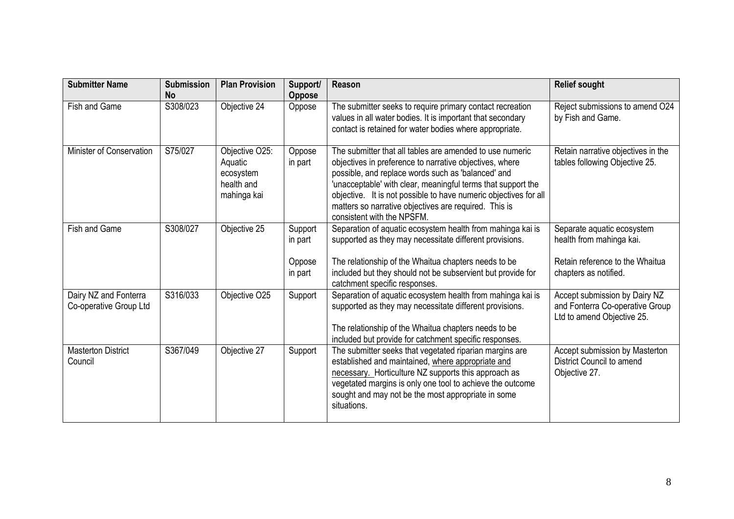| Submitter Name | Submission No | Plan Provision | Support/ Oppose | Reason | Relief sought |
|---|---|---|---|---|---|
| Fish and Game | S308/023 | Objective 24 | Oppose | The submitter seeks to require primary contact recreation values in all water bodies. It is important that secondary contact is retained for water bodies where appropriate. | Reject submissions to amend O24 by Fish and Game. |
| Minister of Conservation | S75/027 | Objective O25: Aquatic ecosystem health and mahinga kai | Oppose in part | The submitter that all tables are amended to use numeric objectives in preference to narrative objectives, where possible, and replace words such as 'balanced' and 'unacceptable' with clear, meaningful terms that support the objective. It is not possible to have numeric objectives for all matters so narrative objectives are required. This is consistent with the NPSFM. | Retain narrative objectives in the tables following Objective 25. |
| Fish and Game | S308/027 | Objective 25 | Support in part<br><br>Oppose in part | Separation of aquatic ecosystem health from mahinga kai is supported as they may necessitate different provisions.<br><br>The relationship of the Whaitua chapters needs to be included but they should not be subservient but provide for catchment specific responses. | Separate aquatic ecosystem health from mahinga kai.<br><br>Retain reference to the Whaitua chapters as notified. |
| Dairy NZ and Fonterra Co-operative Group Ltd | S316/033 | Objective O25 | Support | Separation of aquatic ecosystem health from mahinga kai is supported as they may necessitate different provisions.<br><br>The relationship of the Whaitua chapters needs to be included but provide for catchment specific responses. | Accept submission by Dairy NZ and Fonterra Co-operative Group Ltd to amend Objective 25. |
| Masterton District Council | S367/049 | Objective 27 | Support | The submitter seeks that vegetated riparian margins are established and maintained, <u>where appropriate and necessary.</u> Horticulture NZ supports this approach as vegetated margins is only one tool to achieve the outcome sought and may not be the most appropriate in some situations. | Accept submission by Masterton District Council to amend Objective 27. |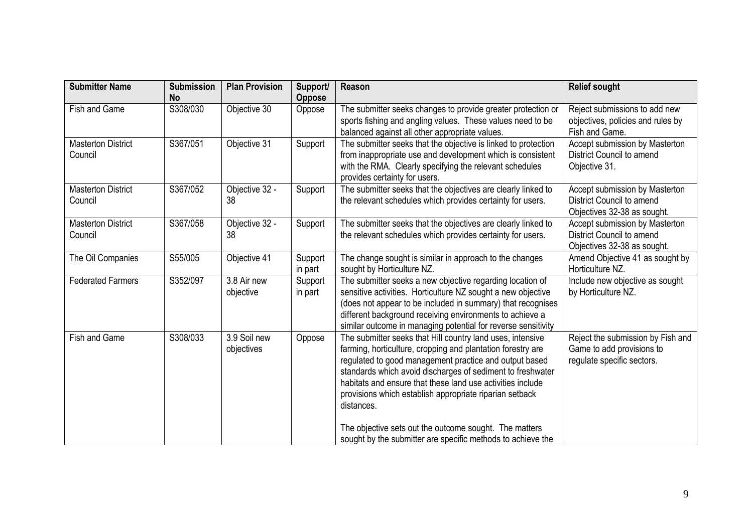| Submitter Name | Submission No | Plan Provision | Support/ Oppose | Reason | Relief sought |
|---|---|---|---|---|---|
| Fish and Game | S308/030 | Objective 30 | Oppose | The submitter seeks changes to provide greater protection or sports fishing and angling values. These values need to be balanced against all other appropriate values. | Reject submissions to add new objectives, policies and rules by Fish and Game. |
| Masterton District Council | S367/051 | Objective 31 | Support | The submitter seeks that the objective is linked to protection from inappropriate use and development which is consistent with the RMA. Clearly specifying the relevant schedules provides certainty for users. | Accept submission by Masterton District Council to amend Objective 31. |
| Masterton District Council | S367/052 | Objective 32 - 38 | Support | The submitter seeks that the objectives are clearly linked to the relevant schedules which provides certainty for users. | Accept submission by Masterton District Council to amend Objectives 32-38 as sought. |
| Masterton District Council | S367/058 | Objective 32 - 38 | Support | The submitter seeks that the objectives are clearly linked to the relevant schedules which provides certainty for users. | Accept submission by Masterton District Council to amend Objectives 32-38 as sought. |
| The Oil Companies | S55/005 | Objective 41 | Support in part | The change sought is similar in approach to the changes sought by Horticulture NZ. | Amend Objective 41 as sought by Horticulture NZ. |
| Federated Farmers | S352/097 | 3.8 Air new objective | Support in part | The submitter seeks a new objective regarding location of sensitive activities. Horticulture NZ sought a new objective (does not appear to be included in summary) that recognises different background receiving environments to achieve a similar outcome in managing potential for reverse sensitivity | Include new objective as sought by Horticulture NZ. |
| Fish and Game | S308/033 | 3.9 Soil new objectives | Oppose | The submitter seeks that Hill country land uses, intensive farming, horticulture, cropping and plantation forestry are regulated to good management practice and output based standards which avoid discharges of sediment to freshwater habitats and ensure that these land use activities include provisions which establish appropriate riparian setback distances.<br><br>The objective sets out the outcome sought. The matters sought by the submitter are specific methods to achieve the | Reject the submission by Fish and Game to add provisions to regulate specific sectors. |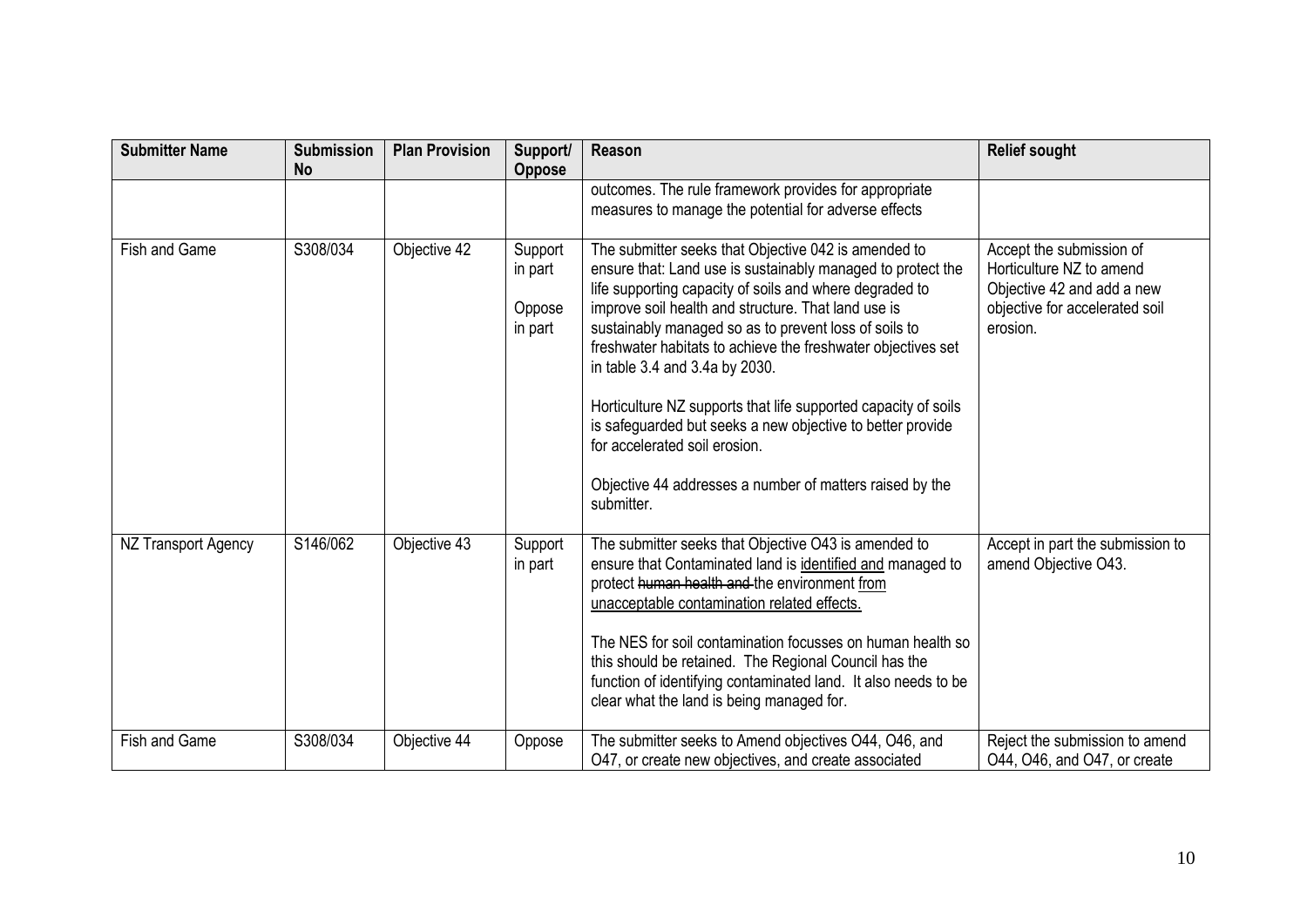| Submitter Name | Submission No | Plan Provision | Support/ Oppose | Reason | Relief sought |
|---|---|---|---|---|---|
| | | | | outcomes. The rule framework provides for appropriate measures to manage the potential for adverse effects | |
| Fish and Game | S308/034 | Objective 42 | Support in part<br><br>Oppose in part | The submitter seeks that Objective 042 is amended to ensure that: Land use is sustainably managed to protect the life supporting capacity of soils and where degraded to improve soil health and structure. That land use is sustainably managed so as to prevent loss of soils to freshwater habitats to achieve the freshwater objectives set in table 3.4 and 3.4a by 2030.<br><br>Horticulture NZ supports that life supported capacity of soils is safeguarded but seeks a new objective to better provide for accelerated soil erosion.<br><br>Objective 44 addresses a number of matters raised by the submitter. | Accept the submission of Horticulture NZ to amend Objective 42 and add a new objective for accelerated soil erosion. |
| NZ Transport Agency | S146/062 | Objective 43 | Support in part | The submitter seeks that Objective O43 is amended to ensure that Contaminated land is <u>identified and</u> managed to protect ~~human health and~~ the environment <u>from unacceptable contamination related effects.</u><br><br>The NES for soil contamination focusses on human health so this should be retained. The Regional Council has the function of identifying contaminated land. It also needs to be clear what the land is being managed for. | Accept in part the submission to amend Objective O43. |
| Fish and Game | S308/034 | Objective 44 | Oppose | The submitter seeks to Amend objectives O44, O46, and O47, or create new objectives, and create associated | Reject the submission to amend O44, O46, and O47, or create |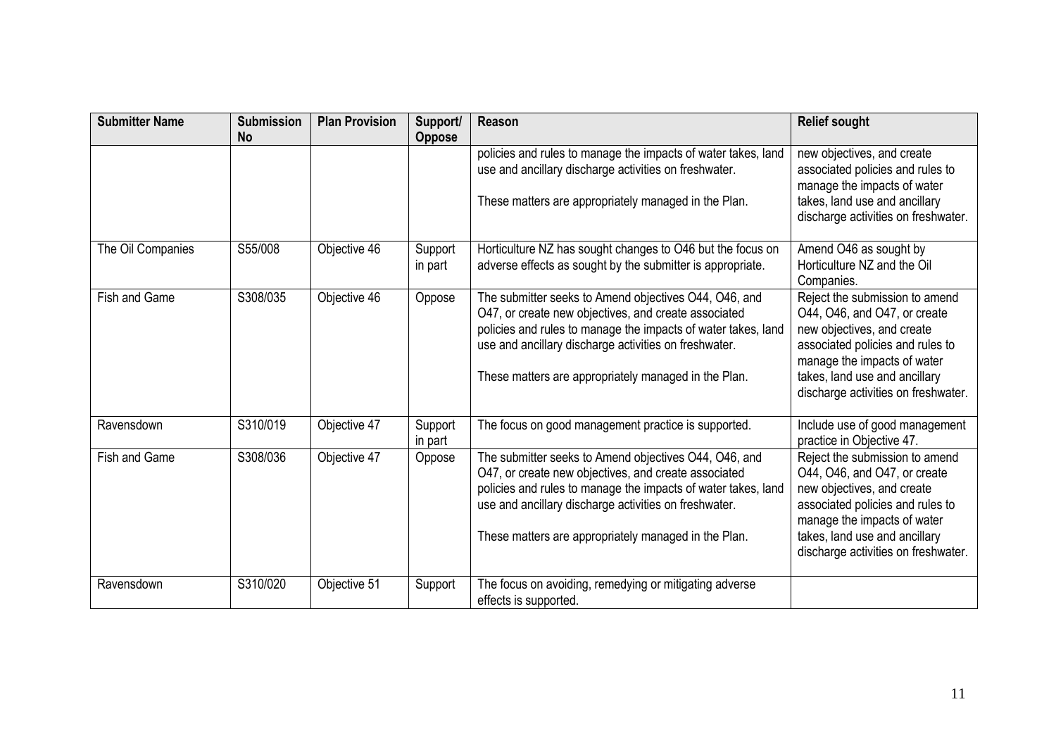| Submitter Name | Submission No | Plan Provision | Support/ Oppose | Reason | Relief sought |
|---|---|---|---|---|---|
| | | | | policies and rules to manage the impacts of water takes, land use and ancillary discharge activities on freshwater.<br><br>These matters are appropriately managed in the Plan. | new objectives, and create associated policies and rules to manage the impacts of water takes, land use and ancillary discharge activities on freshwater. |
| The Oil Companies | S55/008 | Objective 46 | Support in part | Horticulture NZ has sought changes to O46 but the focus on adverse effects as sought by the submitter is appropriate. | Amend O46 as sought by Horticulture NZ and the Oil Companies. |
| Fish and Game | S308/035 | Objective 46 | Oppose | The submitter seeks to Amend objectives O44, O46, and O47, or create new objectives, and create associated policies and rules to manage the impacts of water takes, land use and ancillary discharge activities on freshwater.<br><br>These matters are appropriately managed in the Plan. | Reject the submission to amend O44, O46, and O47, or create new objectives, and create associated policies and rules to manage the impacts of water takes, land use and ancillary discharge activities on freshwater. |
| Ravensdown | S310/019 | Objective 47 | Support in part | The focus on good management practice is supported. | Include use of good management practice in Objective 47. |
| Fish and Game | S308/036 | Objective 47 | Oppose | The submitter seeks to Amend objectives O44, O46, and O47, or create new objectives, and create associated policies and rules to manage the impacts of water takes, land use and ancillary discharge activities on freshwater.<br><br>These matters are appropriately managed in the Plan. | Reject the submission to amend O44, O46, and O47, or create new objectives, and create associated policies and rules to manage the impacts of water takes, land use and ancillary discharge activities on freshwater. |
| Ravensdown | S310/020 | Objective 51 | Support | The focus on avoiding, remedying or mitigating adverse effects is supported. | |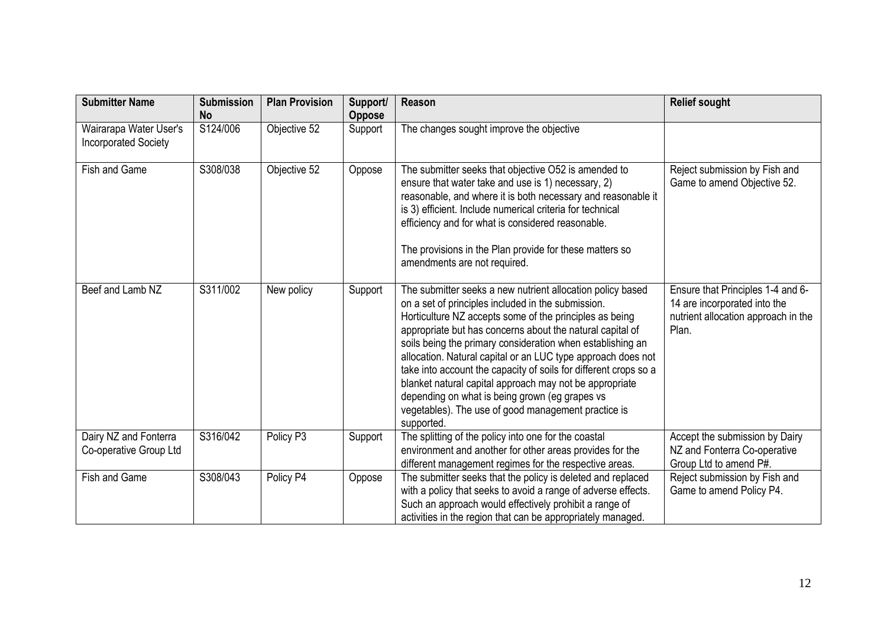| Submitter Name | Submission No | Plan Provision | Support/ Oppose | Reason | Relief sought |
|---|---|---|---|---|---|
| Wairarapa Water User's Incorporated Society | S124/006 | Objective 52 | Support | The changes sought improve the objective | |
| Fish and Game | S308/038 | Objective 52 | Oppose | The submitter seeks that objective O52 is amended to ensure that water take and use is 1) necessary, 2) reasonable, and where it is both necessary and reasonable it is 3) efficient. Include numerical criteria for technical efficiency and for what is considered reasonable.<br><br>The provisions in the Plan provide for these matters so amendments are not required. | Reject submission by Fish and Game to amend Objective 52. |
| Beef and Lamb NZ | S311/002 | New policy | Support | The submitter seeks a new nutrient allocation policy based on a set of principles included in the submission. Horticulture NZ accepts some of the principles as being appropriate but has concerns about the natural capital of soils being the primary consideration when establishing an allocation. Natural capital or an LUC type approach does not take into account the capacity of soils for different crops so a blanket natural capital approach may not be appropriate depending on what is being grown (eg grapes vs vegetables). The use of good management practice is supported. | Ensure that Principles 1-4 and 6-14 are incorporated into the nutrient allocation approach in the Plan. |
| Dairy NZ and Fonterra Co-operative Group Ltd | S316/042 | Policy P3 | Support | The splitting of the policy into one for the coastal environment and another for other areas provides for the different management regimes for the respective areas. | Accept the submission by Dairy NZ and Fonterra Co-operative Group Ltd to amend P#. |
| Fish and Game | S308/043 | Policy P4 | Oppose | The submitter seeks that the policy is deleted and replaced with a policy that seeks to avoid a range of adverse effects. Such an approach would effectively prohibit a range of activities in the region that can be appropriately managed. | Reject submission by Fish and Game to amend Policy P4. |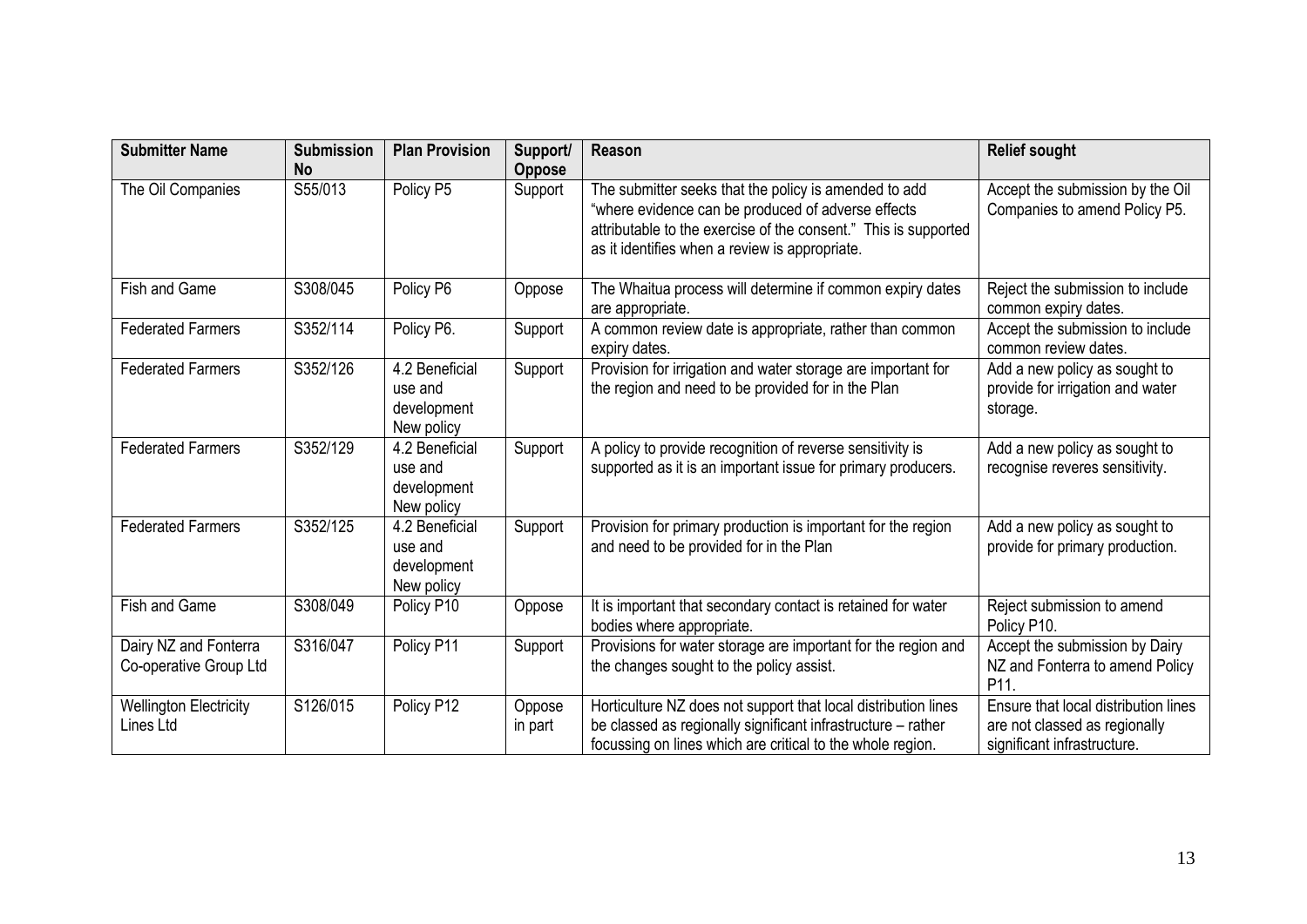| Submitter Name | Submission No | Plan Provision | Support/ Oppose | Reason | Relief sought |
|---|---|---|---|---|---|
| The Oil Companies | S55/013 | Policy P5 | Support | The submitter seeks that the policy is amended to add "where evidence can be produced of adverse effects attributable to the exercise of the consent." This is supported as it identifies when a review is appropriate. | Accept the submission by the Oil Companies to amend Policy P5. |
| Fish and Game | S308/045 | Policy P6 | Oppose | The Whaitua process will determine if common expiry dates are appropriate. | Reject the submission to include common expiry dates. |
| Federated Farmers | S352/114 | Policy P6. | Support | A common review date is appropriate, rather than common expiry dates. | Accept the submission to include common review dates. |
| Federated Farmers | S352/126 | 4.2 Beneficial use and development New policy | Support | Provision for irrigation and water storage are important for the region and need to be provided for in the Plan | Add a new policy as sought to provide for irrigation and water storage. |
| Federated Farmers | S352/129 | 4.2 Beneficial use and development New policy | Support | A policy to provide recognition of reverse sensitivity is supported as it is an important issue for primary producers. | Add a new policy as sought to recognise reveres sensitivity. |
| Federated Farmers | S352/125 | 4.2 Beneficial use and development New policy | Support | Provision for primary production is important for the region and need to be provided for in the Plan | Add a new policy as sought to provide for primary production. |
| Fish and Game | S308/049 | Policy P10 | Oppose | It is important that secondary contact is retained for water bodies where appropriate. | Reject submission to amend Policy P10. |
| Dairy NZ and Fonterra Co-operative Group Ltd | S316/047 | Policy P11 | Support | Provisions for water storage are important for the region and the changes sought to the policy assist. | Accept the submission by Dairy NZ and Fonterra to amend Policy P11. |
| Wellington Electricity Lines Ltd | S126/015 | Policy P12 | Oppose in part | Horticulture NZ does not support that local distribution lines be classed as regionally significant infrastructure – rather focussing on lines which are critical to the whole region. | Ensure that local distribution lines are not classed as regionally significant infrastructure. |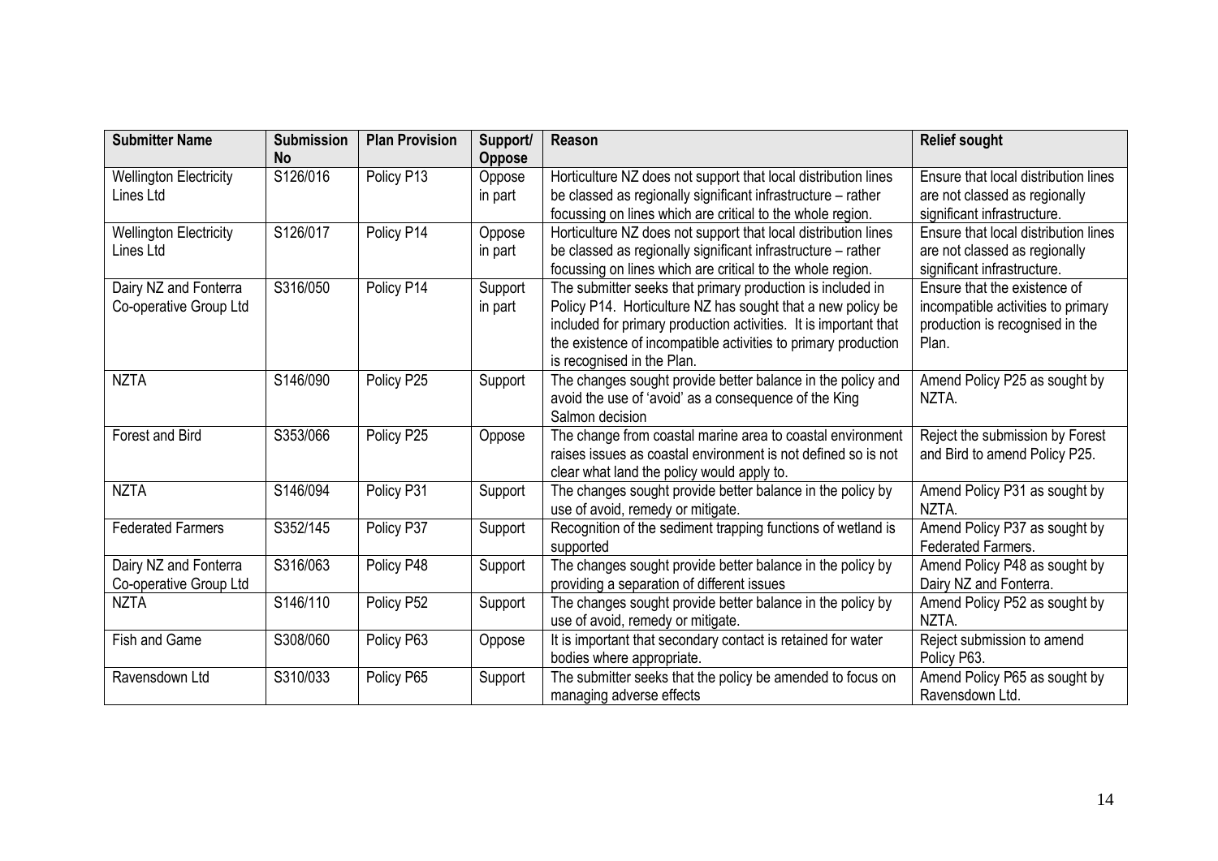| Submitter Name | Submission No | Plan Provision | Support/ Oppose | Reason | Relief sought |
|---|---|---|---|---|---|
| Wellington Electricity Lines Ltd | S126/016 | Policy P13 | Oppose in part | Horticulture NZ does not support that local distribution lines be classed as regionally significant infrastructure – rather focussing on lines which are critical to the whole region. | Ensure that local distribution lines are not classed as regionally significant infrastructure. |
| Wellington Electricity Lines Ltd | S126/017 | Policy P14 | Oppose in part | Horticulture NZ does not support that local distribution lines be classed as regionally significant infrastructure – rather focussing on lines which are critical to the whole region. | Ensure that local distribution lines are not classed as regionally significant infrastructure. |
| Dairy NZ and Fonterra Co-operative Group Ltd | S316/050 | Policy P14 | Support in part | The submitter seeks that primary production is included in Policy P14. Horticulture NZ has sought that a new policy be included for primary production activities. It is important that the existence of incompatible activities to primary production is recognised in the Plan. | Ensure that the existence of incompatible activities to primary production is recognised in the Plan. |
| NZTA | S146/090 | Policy P25 | Support | The changes sought provide better balance in the policy and avoid the use of 'avoid' as a consequence of the King Salmon decision | Amend Policy P25 as sought by NZTA. |
| Forest and Bird | S353/066 | Policy P25 | Oppose | The change from coastal marine area to coastal environment raises issues as coastal environment is not defined so is not clear what land the policy would apply to. | Reject the submission by Forest and Bird to amend Policy P25. |
| NZTA | S146/094 | Policy P31 | Support | The changes sought provide better balance in the policy by use of avoid, remedy or mitigate. | Amend Policy P31 as sought by NZTA. |
| Federated Farmers | S352/145 | Policy P37 | Support | Recognition of the sediment trapping functions of wetland is supported | Amend Policy P37 as sought by Federated Farmers. |
| Dairy NZ and Fonterra Co-operative Group Ltd | S316/063 | Policy P48 | Support | The changes sought provide better balance in the policy by providing a separation of different issues | Amend Policy P48 as sought by Dairy NZ and Fonterra. |
| NZTA | S146/110 | Policy P52 | Support | The changes sought provide better balance in the policy by use of avoid, remedy or mitigate. | Amend Policy P52 as sought by NZTA. |
| Fish and Game | S308/060 | Policy P63 | Oppose | It is important that secondary contact is retained for water bodies where appropriate. | Reject submission to amend Policy P63. |
| Ravensdown Ltd | S310/033 | Policy P65 | Support | The submitter seeks that the policy be amended to focus on managing adverse effects | Amend Policy P65 as sought by Ravensdown Ltd. |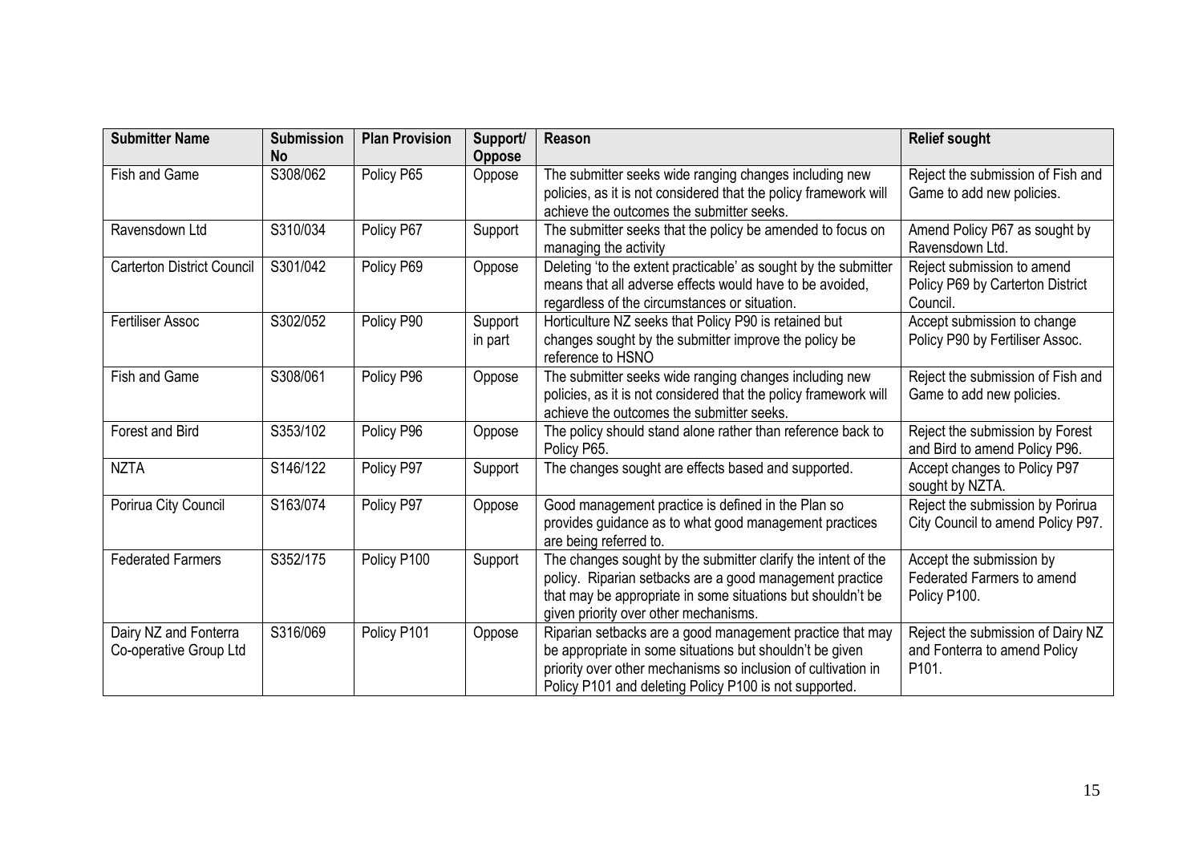| Submitter Name | Submission No | Plan Provision | Support/ Oppose | Reason | Relief sought |
|---|---|---|---|---|---|
| Fish and Game | S308/062 | Policy P65 | Oppose | The submitter seeks wide ranging changes including new policies, as it is not considered that the policy framework will achieve the outcomes the submitter seeks. | Reject the submission of Fish and Game to add new policies. |
| Ravensdown Ltd | S310/034 | Policy P67 | Support | The submitter seeks that the policy be amended to focus on managing the activity | Amend Policy P67 as sought by Ravensdown Ltd. |
| Carterton District Council | S301/042 | Policy P69 | Oppose | Deleting 'to the extent practicable' as sought by the submitter means that all adverse effects would have to be avoided, regardless of the circumstances or situation. | Reject submission to amend Policy P69 by Carterton District Council. |
| Fertiliser Assoc | S302/052 | Policy P90 | Support in part | Horticulture NZ seeks that Policy P90 is retained but changes sought by the submitter improve the policy be reference to HSNO | Accept submission to change Policy P90 by Fertiliser Assoc. |
| Fish and Game | S308/061 | Policy P96 | Oppose | The submitter seeks wide ranging changes including new policies, as it is not considered that the policy framework will achieve the outcomes the submitter seeks. | Reject the submission of Fish and Game to add new policies. |
| Forest and Bird | S353/102 | Policy P96 | Oppose | The policy should stand alone rather than reference back to Policy P65. | Reject the submission by Forest and Bird to amend Policy P96. |
| NZTA | S146/122 | Policy P97 | Support | The changes sought are effects based and supported. | Accept changes to Policy P97 sought by NZTA. |
| Porirua City Council | S163/074 | Policy P97 | Oppose | Good management practice is defined in the Plan so provides guidance as to what good management practices are being referred to. | Reject the submission by Porirua City Council to amend Policy P97. |
| Federated Farmers | S352/175 | Policy P100 | Support | The changes sought by the submitter clarify the intent of the policy. Riparian setbacks are a good management practice that may be appropriate in some situations but shouldn't be given priority over other mechanisms. | Accept the submission by Federated Farmers to amend Policy P100. |
| Dairy NZ and Fonterra Co-operative Group Ltd | S316/069 | Policy P101 | Oppose | Riparian setbacks are a good management practice that may be appropriate in some situations but shouldn't be given priority over other mechanisms so inclusion of cultivation in Policy P101 and deleting Policy P100 is not supported. | Reject the submission of Dairy NZ and Fonterra to amend Policy P101. |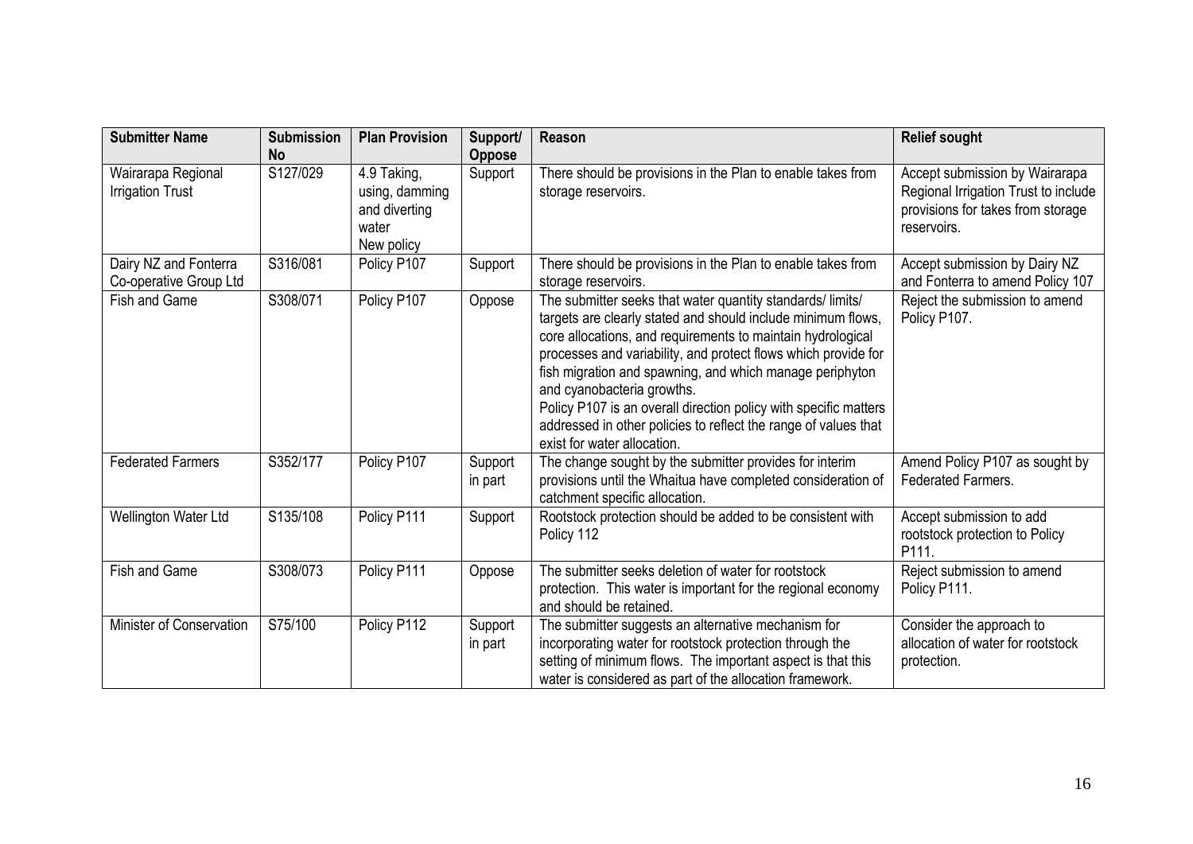| Submitter Name | Submission No | Plan Provision | Support/ Oppose | Reason | Relief sought |
|---|---|---|---|---|---|
| Wairarapa Regional Irrigation Trust | S127/029 | 4.9 Taking, using, damming and diverting water New policy | Support | There should be provisions in the Plan to enable takes from storage reservoirs. | Accept submission by Wairarapa Regional Irrigation Trust to include provisions for takes from storage reservoirs. |
| Dairy NZ and Fonterra Co-operative Group Ltd | S316/081 | Policy P107 | Support | There should be provisions in the Plan to enable takes from storage reservoirs. | Accept submission by Dairy NZ and Fonterra to amend Policy 107 |
| Fish and Game | S308/071 | Policy P107 | Oppose | The submitter seeks that water quantity standards/ limits/ targets are clearly stated and should include minimum flows, core allocations, and requirements to maintain hydrological processes and variability, and protect flows which provide for fish migration and spawning, and which manage periphyton and cyanobacteria growths. Policy P107 is an overall direction policy with specific matters addressed in other policies to reflect the range of values that exist for water allocation. | Reject the submission to amend Policy P107. |
| Federated Farmers | S352/177 | Policy P107 | Support in part | The change sought by the submitter provides for interim provisions until the Whaitua have completed consideration of catchment specific allocation. | Amend Policy P107 as sought by Federated Farmers. |
| Wellington Water Ltd | S135/108 | Policy P111 | Support | Rootstock protection should be added to be consistent with Policy 112 | Accept submission to add rootstock protection to Policy P111. |
| Fish and Game | S308/073 | Policy P111 | Oppose | The submitter seeks deletion of water for rootstock protection. This water is important for the regional economy and should be retained. | Reject submission to amend Policy P111. |
| Minister of Conservation | S75/100 | Policy P112 | Support in part | The submitter suggests an alternative mechanism for incorporating water for rootstock protection through the setting of minimum flows. The important aspect is that this water is considered as part of the allocation framework. | Consider the approach to allocation of water for rootstock protection. |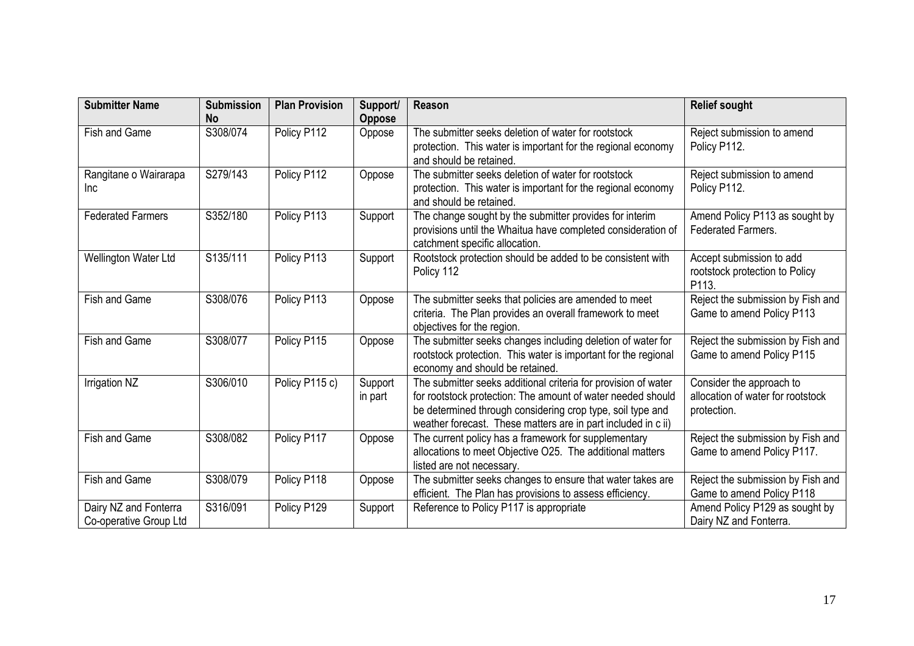| Submitter Name | Submission No | Plan Provision | Support/ Oppose | Reason | Relief sought |
|---|---|---|---|---|---|
| Fish and Game | S308/074 | Policy P112 | Oppose | The submitter seeks deletion of water for rootstock protection. This water is important for the regional economy and should be retained. | Reject submission to amend Policy P112. |
| Rangitane o Wairarapa Inc | S279/143 | Policy P112 | Oppose | The submitter seeks deletion of water for rootstock protection. This water is important for the regional economy and should be retained. | Reject submission to amend Policy P112. |
| Federated Farmers | S352/180 | Policy P113 | Support | The change sought by the submitter provides for interim provisions until the Whaitua have completed consideration of catchment specific allocation. | Amend Policy P113 as sought by Federated Farmers. |
| Wellington Water Ltd | S135/111 | Policy P113 | Support | Rootstock protection should be added to be consistent with Policy 112 | Accept submission to add rootstock protection to Policy P113. |
| Fish and Game | S308/076 | Policy P113 | Oppose | The submitter seeks that policies are amended to meet criteria. The Plan provides an overall framework to meet objectives for the region. | Reject the submission by Fish and Game to amend Policy P113 |
| Fish and Game | S308/077 | Policy P115 | Oppose | The submitter seeks changes including deletion of water for rootstock protection. This water is important for the regional economy and should be retained. | Reject the submission by Fish and Game to amend Policy P115 |
| Irrigation NZ | S306/010 | Policy P115 c) | Support in part | The submitter seeks additional criteria for provision of water for rootstock protection: The amount of water needed should be determined through considering crop type, soil type and weather forecast. These matters are in part included in c ii) | Consider the approach to allocation of water for rootstock protection. |
| Fish and Game | S308/082 | Policy P117 | Oppose | The current policy has a framework for supplementary allocations to meet Objective O25. The additional matters listed are not necessary. | Reject the submission by Fish and Game to amend Policy P117. |
| Fish and Game | S308/079 | Policy P118 | Oppose | The submitter seeks changes to ensure that water takes are efficient. The Plan has provisions to assess efficiency. | Reject the submission by Fish and Game to amend Policy P118 |
| Dairy NZ and Fonterra Co-operative Group Ltd | S316/091 | Policy P129 | Support | Reference to Policy P117 is appropriate | Amend Policy P129 as sought by Dairy NZ and Fonterra. |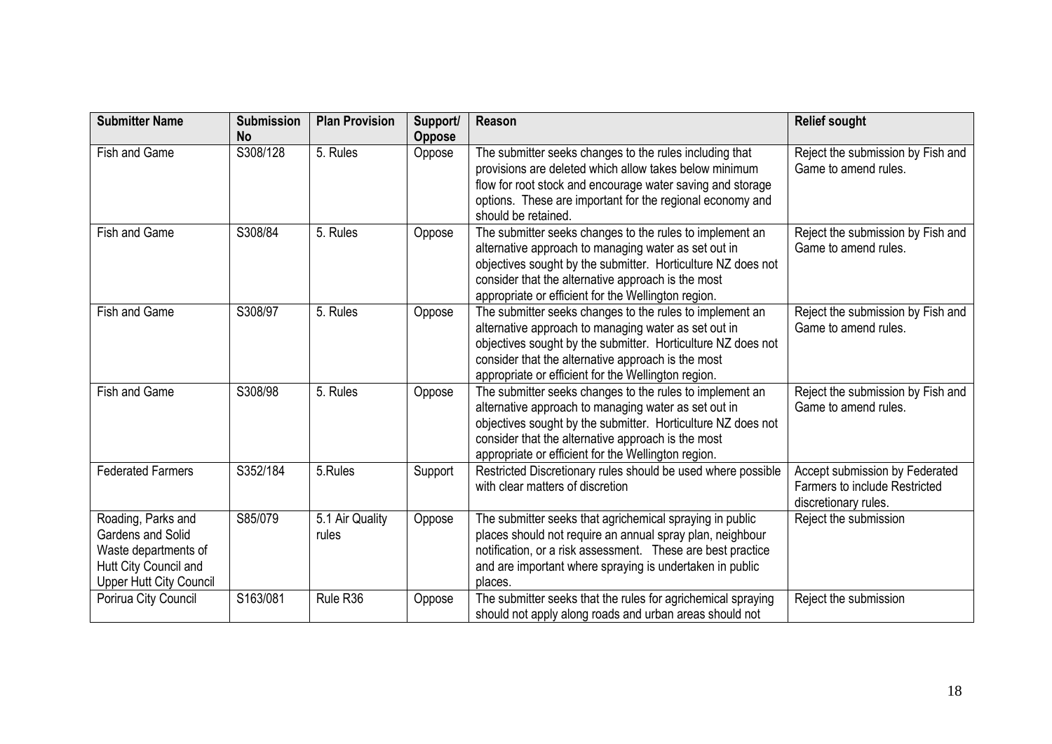| Submitter Name | Submission No | Plan Provision | Support/ Oppose | Reason | Relief sought |
|---|---|---|---|---|---|
| Fish and Game | S308/128 | 5. Rules | Oppose | The submitter seeks changes to the rules including that provisions are deleted which allow takes below minimum flow for root stock and encourage water saving and storage options. These are important for the regional economy and should be retained. | Reject the submission by Fish and Game to amend rules. |
| Fish and Game | S308/84 | 5. Rules | Oppose | The submitter seeks changes to the rules to implement an alternative approach to managing water as set out in objectives sought by the submitter. Horticulture NZ does not consider that the alternative approach is the most appropriate or efficient for the Wellington region. | Reject the submission by Fish and Game to amend rules. |
| Fish and Game | S308/97 | 5. Rules | Oppose | The submitter seeks changes to the rules to implement an alternative approach to managing water as set out in objectives sought by the submitter. Horticulture NZ does not consider that the alternative approach is the most appropriate or efficient for the Wellington region. | Reject the submission by Fish and Game to amend rules. |
| Fish and Game | S308/98 | 5. Rules | Oppose | The submitter seeks changes to the rules to implement an alternative approach to managing water as set out in objectives sought by the submitter. Horticulture NZ does not consider that the alternative approach is the most appropriate or efficient for the Wellington region. | Reject the submission by Fish and Game to amend rules. |
| Federated Farmers | S352/184 | 5.Rules | Support | Restricted Discretionary rules should be used where possible with clear matters of discretion | Accept submission by Federated Farmers to include Restricted discretionary rules. |
| Roading, Parks and Gardens and Solid Waste departments of Hutt City Council and Upper Hutt City Council | S85/079 | 5.1 Air Quality rules | Oppose | The submitter seeks that agrichemical spraying in public places should not require an annual spray plan, neighbour notification, or a risk assessment. These are best practice and are important where spraying is undertaken in public places. | Reject the submission |
| Porirua City Council | S163/081 | Rule R36 | Oppose | The submitter seeks that the rules for agrichemical spraying should not apply along roads and urban areas should not | Reject the submission |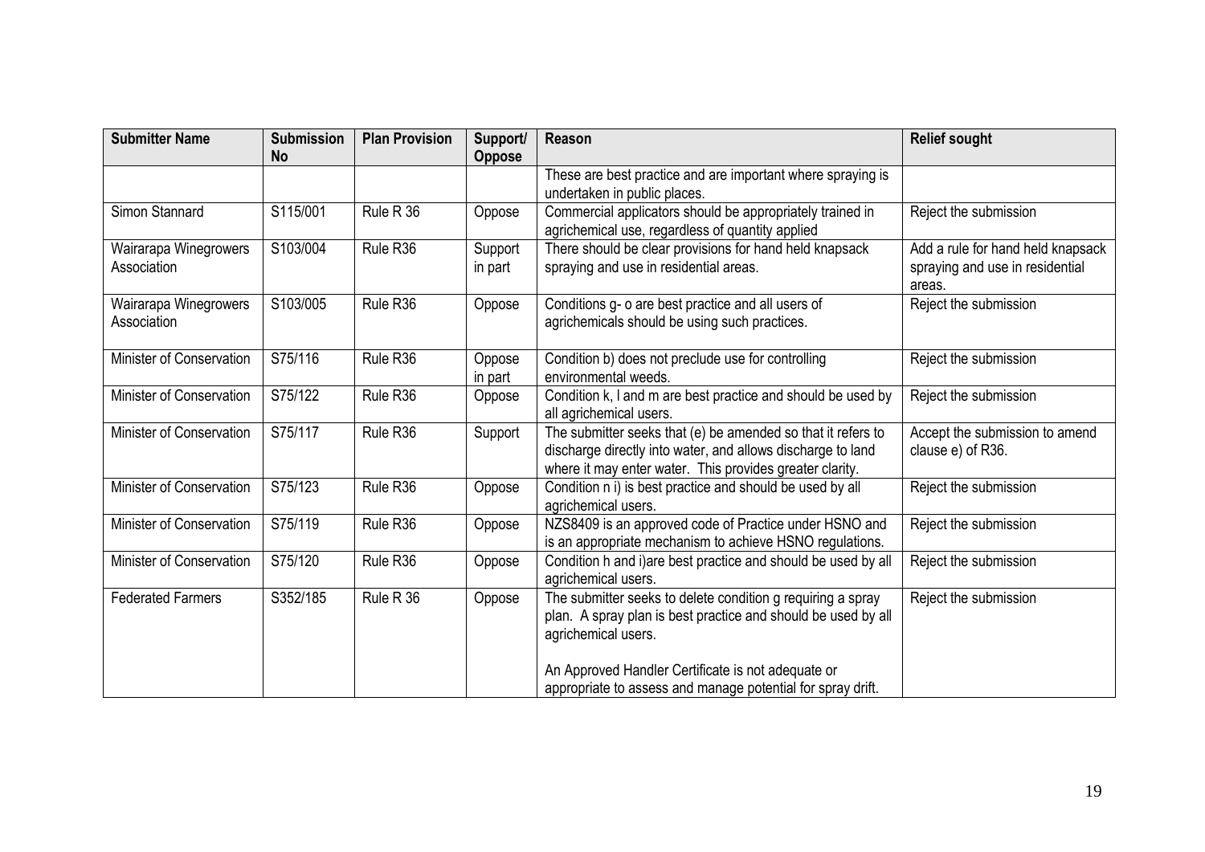| Submitter Name | Submission No | Plan Provision | Support/ Oppose | Reason | Relief sought |
|---|---|---|---|---|---|
| | | | | These are best practice and are important where spraying is undertaken in public places. | |
| Simon Stannard | S115/001 | Rule R 36 | Oppose | Commercial applicators should be appropriately trained in agrichemical use, regardless of quantity applied | Reject the submission |
| Wairarapa Winegrowers Association | S103/004 | Rule R36 | Support in part | There should be clear provisions for hand held knapsack spraying and use in residential areas. | Add a rule for hand held knapsack spraying and use in residential areas. |
| Wairarapa Winegrowers Association | S103/005 | Rule R36 | Oppose | Conditions g- o are best practice and all users of agrichemicals should be using such practices. | Reject the submission |
| Minister of Conservation | S75/116 | Rule R36 | Oppose in part | Condition b) does not preclude use for controlling environmental weeds. | Reject the submission |
| Minister of Conservation | S75/122 | Rule R36 | Oppose | Condition k, l and m are best practice and should be used by all agrichemical users. | Reject the submission |
| Minister of Conservation | S75/117 | Rule R36 | Support | The submitter seeks that (e) be amended so that it refers to discharge directly into water, and allows discharge to land where it may enter water. This provides greater clarity. | Accept the submission to amend clause e) of R36. |
| Minister of Conservation | S75/123 | Rule R36 | Oppose | Condition n i) is best practice and should be used by all agrichemical users. | Reject the submission |
| Minister of Conservation | S75/119 | Rule R36 | Oppose | NZS8409 is an approved code of Practice under HSNO and is an appropriate mechanism to achieve HSNO regulations. | Reject the submission |
| Minister of Conservation | S75/120 | Rule R36 | Oppose | Condition h and i)are best practice and should be used by all agrichemical users. | Reject the submission |
| Federated Farmers | S352/185 | Rule R 36 | Oppose | The submitter seeks to delete condition g requiring a spray plan. A spray plan is best practice and should be used by all agrichemical users.<br><br>An Approved Handler Certificate is not adequate or appropriate to assess and manage potential for spray drift. | Reject the submission |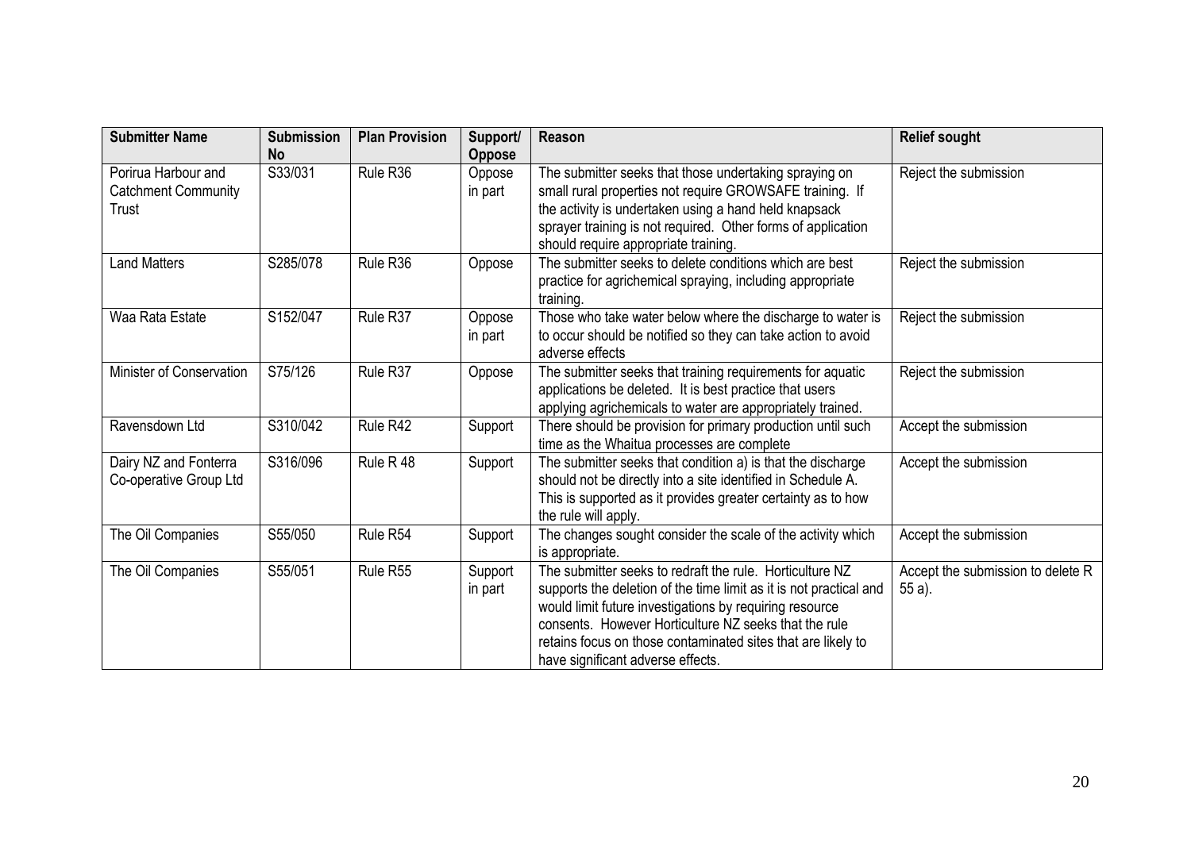| Submitter Name | Submission No | Plan Provision | Support/ Oppose | Reason | Relief sought |
|---|---|---|---|---|---|
| Porirua Harbour and Catchment Community Trust | S33/031 | Rule R36 | Oppose in part | The submitter seeks that those undertaking spraying on small rural properties not require GROWSAFE training. If the activity is undertaken using a hand held knapsack sprayer training is not required. Other forms of application should require appropriate training. | Reject the submission |
| Land Matters | S285/078 | Rule R36 | Oppose | The submitter seeks to delete conditions which are best practice for agrichemical spraying, including appropriate training. | Reject the submission |
| Waa Rata Estate | S152/047 | Rule R37 | Oppose in part | Those who take water below where the discharge to water is to occur should be notified so they can take action to avoid adverse effects | Reject the submission |
| Minister of Conservation | S75/126 | Rule R37 | Oppose | The submitter seeks that training requirements for aquatic applications be deleted. It is best practice that users applying agrichemicals to water are appropriately trained. | Reject the submission |
| Ravensdown Ltd | S310/042 | Rule R42 | Support | There should be provision for primary production until such time as the Whaitua processes are complete | Accept the submission |
| Dairy NZ and Fonterra Co-operative Group Ltd | S316/096 | Rule R 48 | Support | The submitter seeks that condition a) is that the discharge should not be directly into a site identified in Schedule A. This is supported as it provides greater certainty as to how the rule will apply. | Accept the submission |
| The Oil Companies | S55/050 | Rule R54 | Support | The changes sought consider the scale of the activity which is appropriate. | Accept the submission |
| The Oil Companies | S55/051 | Rule R55 | Support in part | The submitter seeks to redraft the rule. Horticulture NZ supports the deletion of the time limit as it is not practical and would limit future investigations by requiring resource consents. However Horticulture NZ seeks that the rule retains focus on those contaminated sites that are likely to have significant adverse effects. | Accept the submission to delete R 55 a). |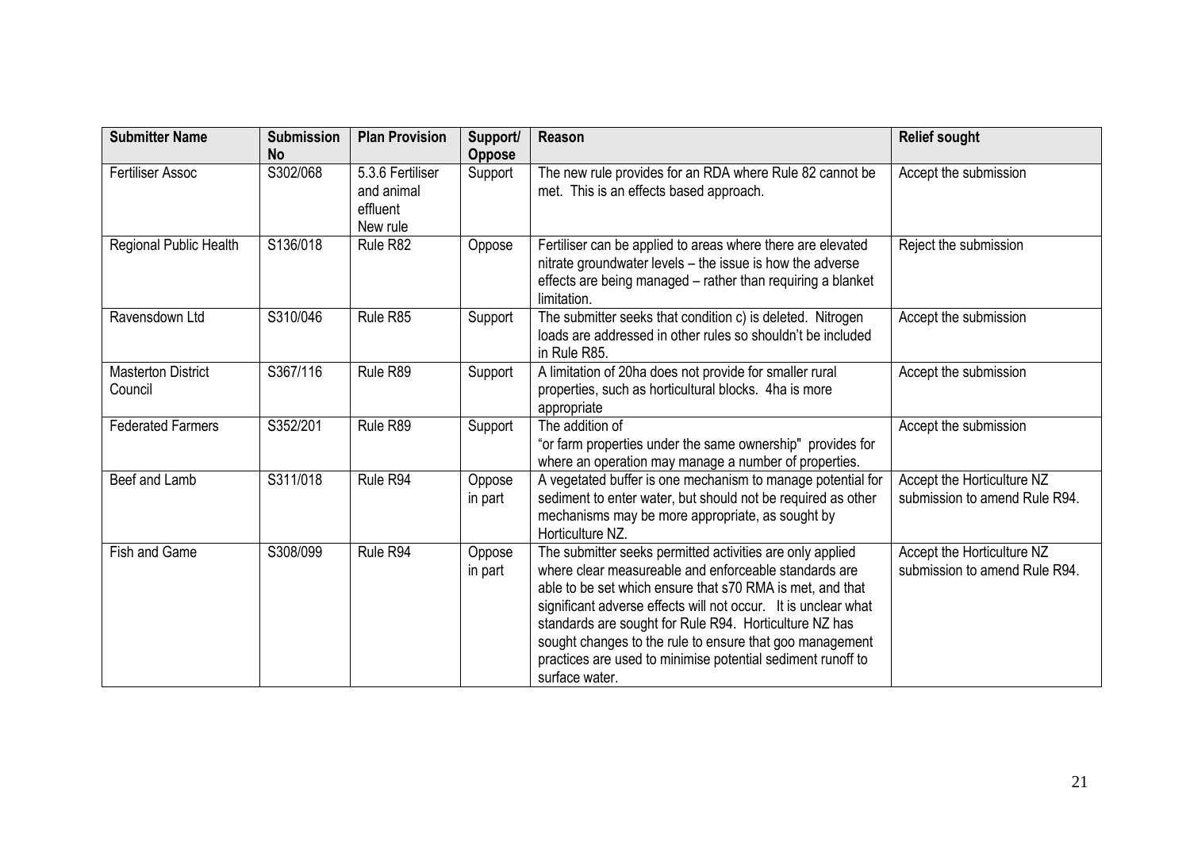| Submitter Name | Submission No | Plan Provision | Support/ Oppose | Reason | Relief sought |
|---|---|---|---|---|---|
| Fertiliser Assoc | S302/068 | 5.3.6 Fertiliser and animal effluent New rule | Support | The new rule provides for an RDA where Rule 82 cannot be met. This is an effects based approach. | Accept the submission |
| Regional Public Health | S136/018 | Rule R82 | Oppose | Fertiliser can be applied to areas where there are elevated nitrate groundwater levels – the issue is how the adverse effects are being managed – rather than requiring a blanket limitation. | Reject the submission |
| Ravensdown Ltd | S310/046 | Rule R85 | Support | The submitter seeks that condition c) is deleted. Nitrogen loads are addressed in other rules so shouldn't be included in Rule R85. | Accept the submission |
| Masterton District Council | S367/116 | Rule R89 | Support | A limitation of 20ha does not provide for smaller rural properties, such as horticultural blocks. 4ha is more appropriate | Accept the submission |
| Federated Farmers | S352/201 | Rule R89 | Support | The addition of "or farm properties under the same ownership" provides for where an operation may manage a number of properties. | Accept the submission |
| Beef and Lamb | S311/018 | Rule R94 | Oppose in part | A vegetated buffer is one mechanism to manage potential for sediment to enter water, but should not be required as other mechanisms may be more appropriate, as sought by Horticulture NZ. | Accept the Horticulture NZ submission to amend Rule R94. |
| Fish and Game | S308/099 | Rule R94 | Oppose in part | The submitter seeks permitted activities are only applied where clear measureable and enforceable standards are able to be set which ensure that s70 RMA is met, and that significant adverse effects will not occur. It is unclear what standards are sought for Rule R94. Horticulture NZ has sought changes to the rule to ensure that goo management practices are used to minimise potential sediment runoff to surface water. | Accept the Horticulture NZ submission to amend Rule R94. |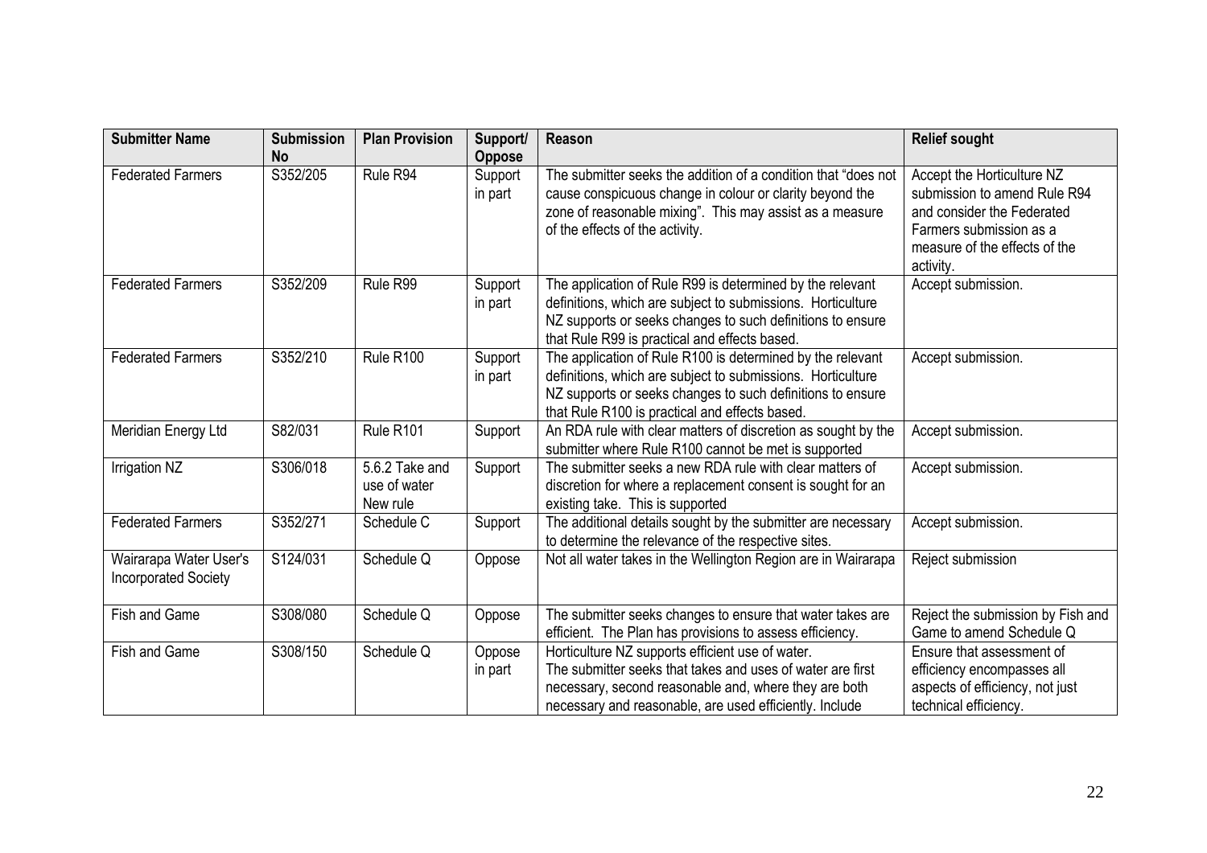| Submitter Name | Submission No | Plan Provision | Support/ Oppose | Reason | Relief sought |
|---|---|---|---|---|---|
| Federated Farmers | S352/205 | Rule R94 | Support in part | The submitter seeks the addition of a condition that "does not cause conspicuous change in colour or clarity beyond the zone of reasonable mixing". This may assist as a measure of the effects of the activity. | Accept the Horticulture NZ submission to amend Rule R94 and consider the Federated Farmers submission as a measure of the effects of the activity. |
| Federated Farmers | S352/209 | Rule R99 | Support in part | The application of Rule R99 is determined by the relevant definitions, which are subject to submissions. Horticulture NZ supports or seeks changes to such definitions to ensure that Rule R99 is practical and effects based. | Accept submission. |
| Federated Farmers | S352/210 | Rule R100 | Support in part | The application of Rule R100 is determined by the relevant definitions, which are subject to submissions. Horticulture NZ supports or seeks changes to such definitions to ensure that Rule R100 is practical and effects based. | Accept submission. |
| Meridian Energy Ltd | S82/031 | Rule R101 | Support | An RDA rule with clear matters of discretion as sought by the submitter where Rule R100 cannot be met is supported | Accept submission. |
| Irrigation NZ | S306/018 | 5.6.2 Take and use of water New rule | Support | The submitter seeks a new RDA rule with clear matters of discretion for where a replacement consent is sought for an existing take. This is supported | Accept submission. |
| Federated Farmers | S352/271 | Schedule C | Support | The additional details sought by the submitter are necessary to determine the relevance of the respective sites. | Accept submission. |
| Wairarapa Water User's Incorporated Society | S124/031 | Schedule Q | Oppose | Not all water takes in the Wellington Region are in Wairarapa | Reject submission |
| Fish and Game | S308/080 | Schedule Q | Oppose | The submitter seeks changes to ensure that water takes are efficient. The Plan has provisions to assess efficiency. | Reject the submission by Fish and Game to amend Schedule Q |
| Fish and Game | S308/150 | Schedule Q | Oppose in part | Horticulture NZ supports efficient use of water. The submitter seeks that takes and uses of water are first necessary, second reasonable and, where they are both necessary and reasonable, are used efficiently. Include | Ensure that assessment of efficiency encompasses all aspects of efficiency, not just technical efficiency. |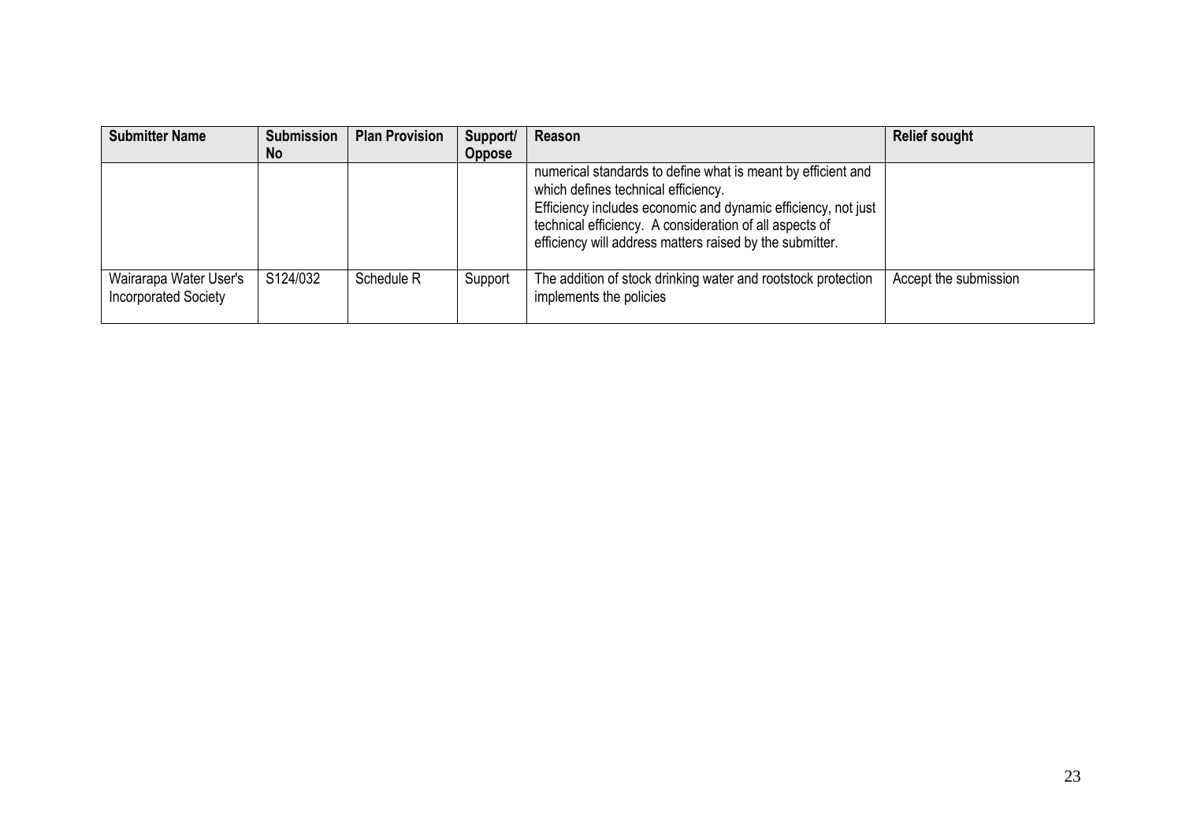| Submitter Name | Submission No | Plan Provision | Support/ Oppose | Reason | Relief sought |
|---|---|---|---|---|---|
| | | | | numerical standards to define what is meant by efficient and which defines technical efficiency. Efficiency includes economic and dynamic efficiency, not just technical efficiency. A consideration of all aspects of efficiency will address matters raised by the submitter. | |
| Wairarapa Water User's Incorporated Society | S124/032 | Schedule R | Support | The addition of stock drinking water and rootstock protection implements the policies | Accept the submission |